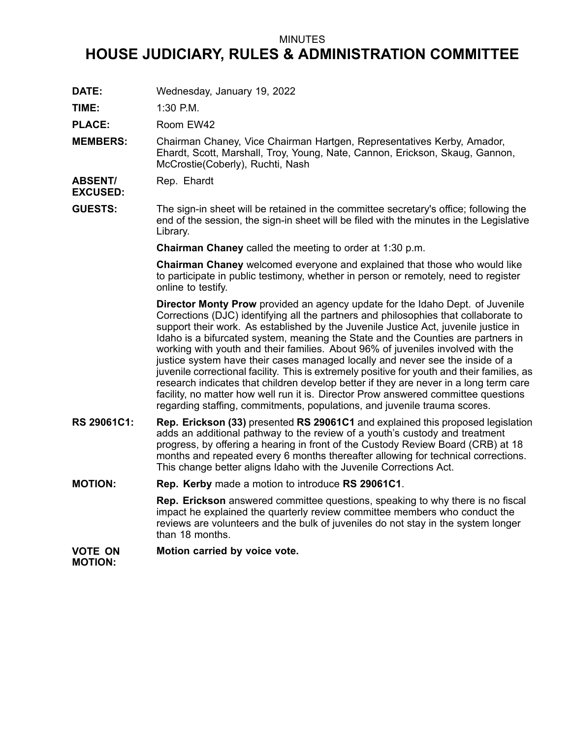MINUTES

# HOUSE JUDICIARY, RULES & ADMINISTRATION COMMITTEE

**DATE:** Wednesday, January 19, 2022

**TIME:** 1:30 P.M.

**PLACE:** Room EW42

**MEMBERS:** Chairman Chaney, Vice Chairman Hartgen, Representatives Kerby, Amador, Ehardt, Scott, Marshall, Troy, Young, Nate, Cannon, Erickson, Skaug, Gannon, McCrostie(Coberly), Ruchti, Nash

**ABSENT/ EXCUSED:** Rep. Ehardt

**GUESTS:** The sign-in sheet will be retained in the committee secretary's office; following the end of the session, the sign-in sheet will be filed with the minutes in the Legislative Library.

**Chairman Chaney** called the meeting to order at 1:30 p.m.

**Chairman Chaney** welcomed everyone and explained that those who would like to participate in public testimony, whether in person or remotely, need to register online to testify.

**Director Monty Prow** provided an agency update for the Idaho Dept. of Juvenile Corrections (DJC) identifying all the partners and philosophies that collaborate to support their work. As established by the Juvenile Justice Act, juvenile justice in Idaho is a bifurcated system, meaning the State and the Counties are partners in working with youth and their families. About 96% of juveniles involved with the justice system have their cases managed locally and never see the inside of a juvenile correctional facility. This is extremely positive for youth and their families, as research indicates that children develop better if they are never in a long term care facility, no matter how well run it is. Director Prow answered committee questions regarding staffing, commitments, populations, and juvenile trauma scores.

**RS 29061C1:** **Rep. Erickson (33)** presented **RS 29061C1** and explained this proposed legislation adds an additional pathway to the review of a youth's custody and treatment progress, by offering a hearing in front of the Custody Review Board (CRB) at 18 months and repeated every 6 months thereafter allowing for technical corrections. This change better aligns Idaho with the Juvenile Corrections Act.

**MOTION:** **Rep. Kerby** made a motion to introduce **RS 29061C1**.

**Rep. Erickson** answered committee questions, speaking to why there is no fiscal impact he explained the quarterly review committee members who conduct the reviews are volunteers and the bulk of juveniles do not stay in the system longer than 18 months.

**VOTE ON MOTION:** **Motion carried by voice vote.**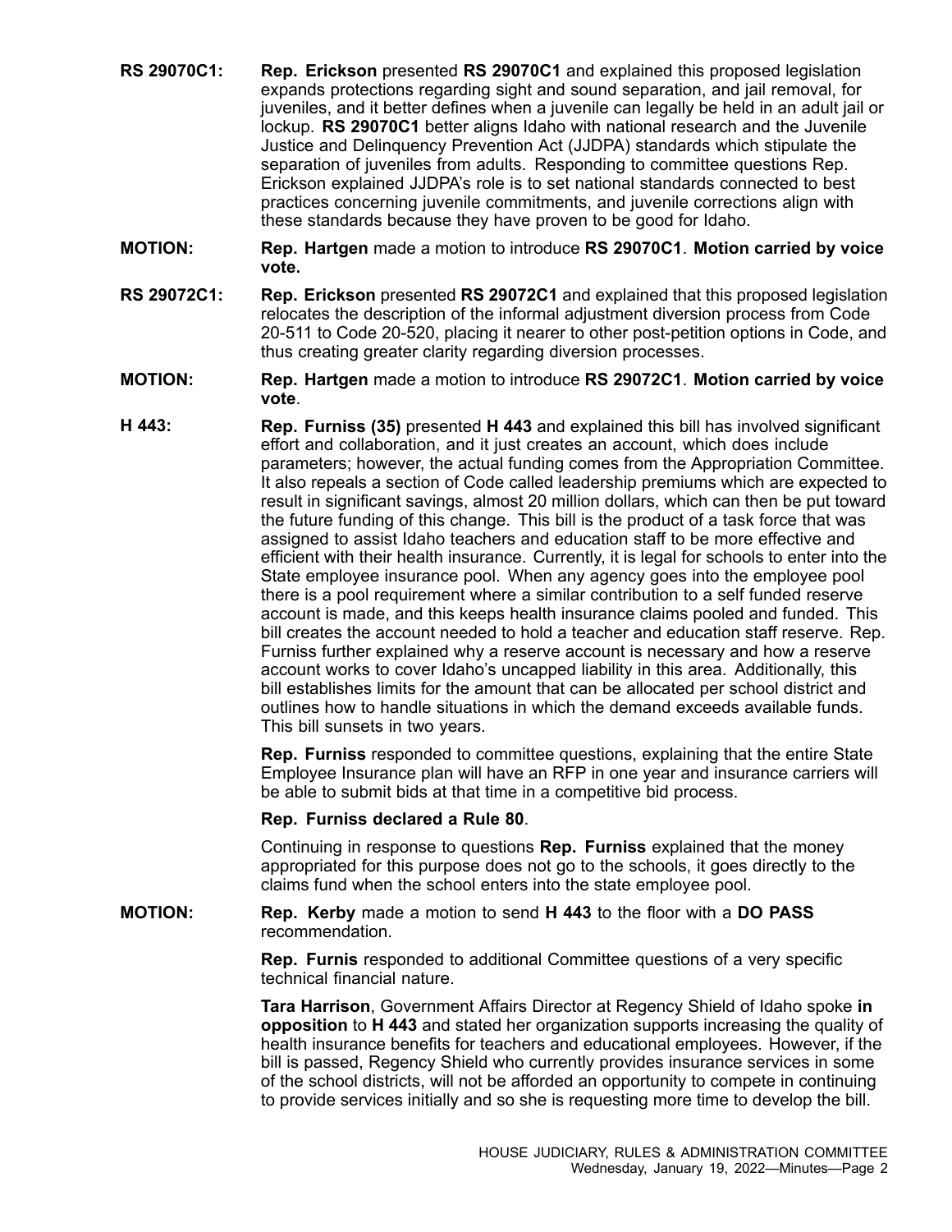**RS 29070C1:** **Rep. Erickson** presented **RS 29070C1** and explained this proposed legislation expands protections regarding sight and sound separation, and jail removal, for juveniles, and it better defines when a juvenile can legally be held in an adult jail or lockup. **RS 29070C1** better aligns Idaho with national research and the Juvenile Justice and Delinquency Prevention Act (JJDPA) standards which stipulate the separation of juveniles from adults. Responding to committee questions Rep. Erickson explained JJDPA's role is to set national standards connected to best practices concerning juvenile commitments, and juvenile corrections align with these standards because they have proven to be good for Idaho.

**MOTION:** **Rep. Hartgen** made a motion to introduce **RS 29070C1**. **Motion carried by voice vote.**

**RS 29072C1:** **Rep. Erickson** presented **RS 29072C1** and explained that this proposed legislation relocates the description of the informal adjustment diversion process from Code 20-511 to Code 20-520, placing it nearer to other post-petition options in Code, and thus creating greater clarity regarding diversion processes.

**MOTION:** **Rep. Hartgen** made a motion to introduce **RS 29072C1**. **Motion carried by voice vote**.

**H 443:** **Rep. Furniss (35)** presented **H 443** and explained this bill has involved significant effort and collaboration, and it just creates an account, which does include parameters; however, the actual funding comes from the Appropriation Committee. It also repeals a section of Code called leadership premiums which are expected to result in significant savings, almost 20 million dollars, which can then be put toward the future funding of this change. This bill is the product of a task force that was assigned to assist Idaho teachers and education staff to be more effective and efficient with their health insurance. Currently, it is legal for schools to enter into the State employee insurance pool. When any agency goes into the employee pool there is a pool requirement where a similar contribution to a self funded reserve account is made, and this keeps health insurance claims pooled and funded. This bill creates the account needed to hold a teacher and education staff reserve. Rep. Furniss further explained why a reserve account is necessary and how a reserve account works to cover Idaho's uncapped liability in this area. Additionally, this bill establishes limits for the amount that can be allocated per school district and outlines how to handle situations in which the demand exceeds available funds. This bill sunsets in two years.

**Rep. Furniss** responded to committee questions, explaining that the entire State Employee Insurance plan will have an RFP in one year and insurance carriers will be able to submit bids at that time in a competitive bid process.

**Rep. Furniss declared a Rule 80**.

Continuing in response to questions **Rep. Furniss** explained that the money appropriated for this purpose does not go to the schools, it goes directly to the claims fund when the school enters into the state employee pool.

**MOTION:** **Rep. Kerby** made a motion to send **H 443** to the floor with a **DO PASS** recommendation.

**Rep. Furnis** responded to additional Committee questions of a very specific technical financial nature.

**Tara Harrison**, Government Affairs Director at Regency Shield of Idaho spoke **in opposition** to **H 443** and stated her organization supports increasing the quality of health insurance benefits for teachers and educational employees. However, if the bill is passed, Regency Shield who currently provides insurance services in some of the school districts, will not be afforded an opportunity to compete in continuing to provide services initially and so she is requesting more time to develop the bill.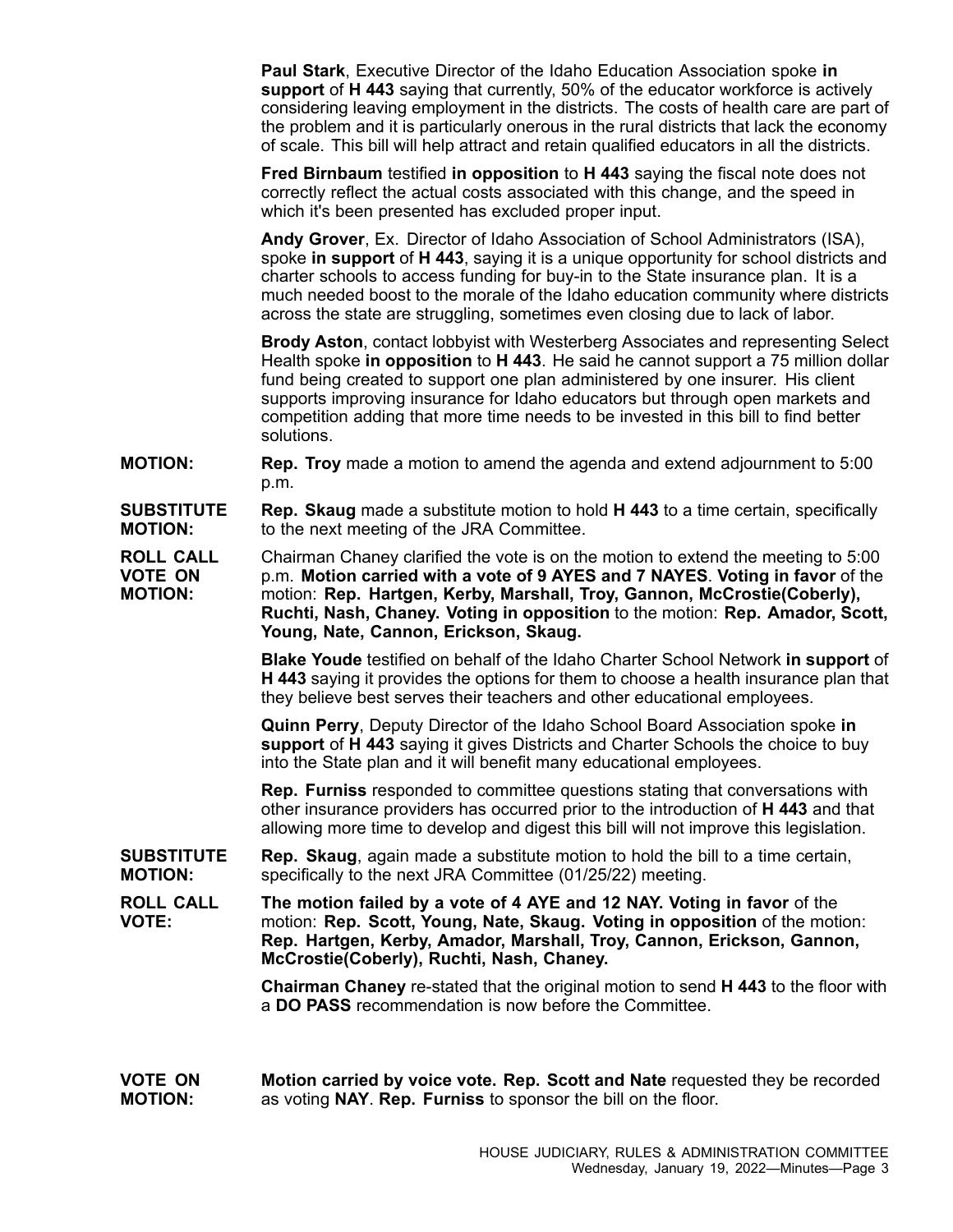**Paul Stark**, Executive Director of the Idaho Education Association spoke **in support** of **H 443** saying that currently, 50% of the educator workforce is actively considering leaving employment in the districts. The costs of health care are part of the problem and it is particularly onerous in the rural districts that lack the economy of scale. This bill will help attract and retain qualified educators in all the districts.

**Fred Birnbaum** testified **in opposition** to **H 443** saying the fiscal note does not correctly reflect the actual costs associated with this change, and the speed in which it's been presented has excluded proper input.

**Andy Grover**, Ex. Director of Idaho Association of School Administrators (ISA), spoke **in support** of **H 443**, saying it is a unique opportunity for school districts and charter schools to access funding for buy-in to the State insurance plan. It is a much needed boost to the morale of the Idaho education community where districts across the state are struggling, sometimes even closing due to lack of labor.

**Brody Aston**, contact lobbyist with Westerberg Associates and representing Select Health spoke **in opposition** to **H 443**. He said he cannot support a 75 million dollar fund being created to support one plan administered by one insurer. His client supports improving insurance for Idaho educators but through open markets and competition adding that more time needs to be invested in this bill to find better solutions.

**MOTION:** **Rep. Troy** made a motion to amend the agenda and extend adjournment to 5:00 p.m.

**SUBSTITUTE MOTION:** **Rep. Skaug** made a substitute motion to hold **H 443** to a time certain, specifically to the next meeting of the JRA Committee.

**ROLL CALL VOTE ON MOTION:** Chairman Chaney clarified the vote is on the motion to extend the meeting to 5:00 p.m. **Motion carried with a vote of 9 AYES and 7 NAYES**. **Voting in favor** of the motion: **Rep. Hartgen, Kerby, Marshall, Troy, Gannon, McCrostie(Coberly), Ruchti, Nash, Chaney. Voting in opposition** to the motion: **Rep. Amador, Scott, Young, Nate, Cannon, Erickson, Skaug.**

**Blake Youde** testified on behalf of the Idaho Charter School Network **in support** of **H 443** saying it provides the options for them to choose a health insurance plan that they believe best serves their teachers and other educational employees.

**Quinn Perry**, Deputy Director of the Idaho School Board Association spoke **in support** of **H 443** saying it gives Districts and Charter Schools the choice to buy into the State plan and it will benefit many educational employees.

**Rep. Furniss** responded to committee questions stating that conversations with other insurance providers has occurred prior to the introduction of **H 443** and that allowing more time to develop and digest this bill will not improve this legislation.

**SUBSTITUTE MOTION:** **Rep. Skaug**, again made a substitute motion to hold the bill to a time certain, specifically to the next JRA Committee (01/25/22) meeting.

**ROLL CALL VOTE:** **The motion failed by a vote of 4 AYE and 12 NAY. Voting in favor** of the motion: **Rep. Scott, Young, Nate, Skaug. Voting in opposition** of the motion: **Rep. Hartgen, Kerby, Amador, Marshall, Troy, Cannon, Erickson, Gannon, McCrostie(Coberly), Ruchti, Nash, Chaney.**

**Chairman Chaney** re-stated that the original motion to send **H 443** to the floor with a **DO PASS** recommendation is now before the Committee.

**VOTE ON MOTION:** **Motion carried by voice vote. Rep. Scott and Nate** requested they be recorded as voting **NAY**. **Rep. Furniss** to sponsor the bill on the floor.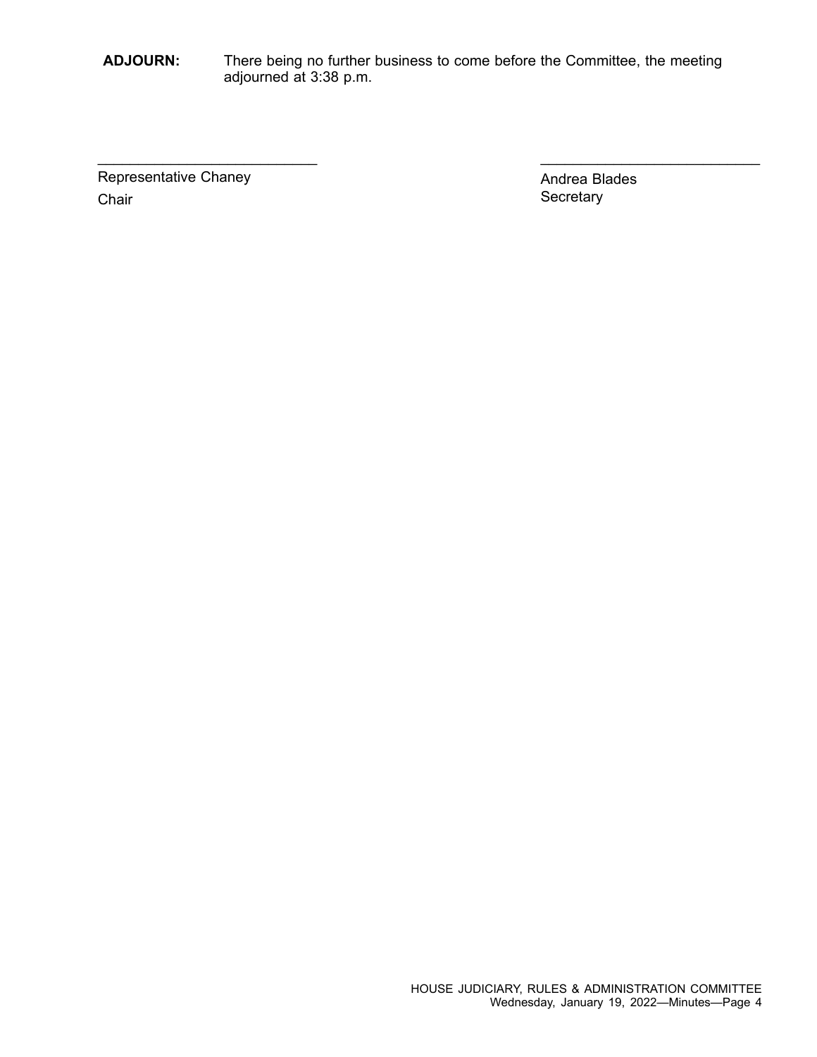**ADJOURN:** There being no further business to come before the Committee, the meeting adjourned at 3:38 p.m.

___________________________
Representative Chaney
Chair

___________________________
Andrea Blades
Secretary